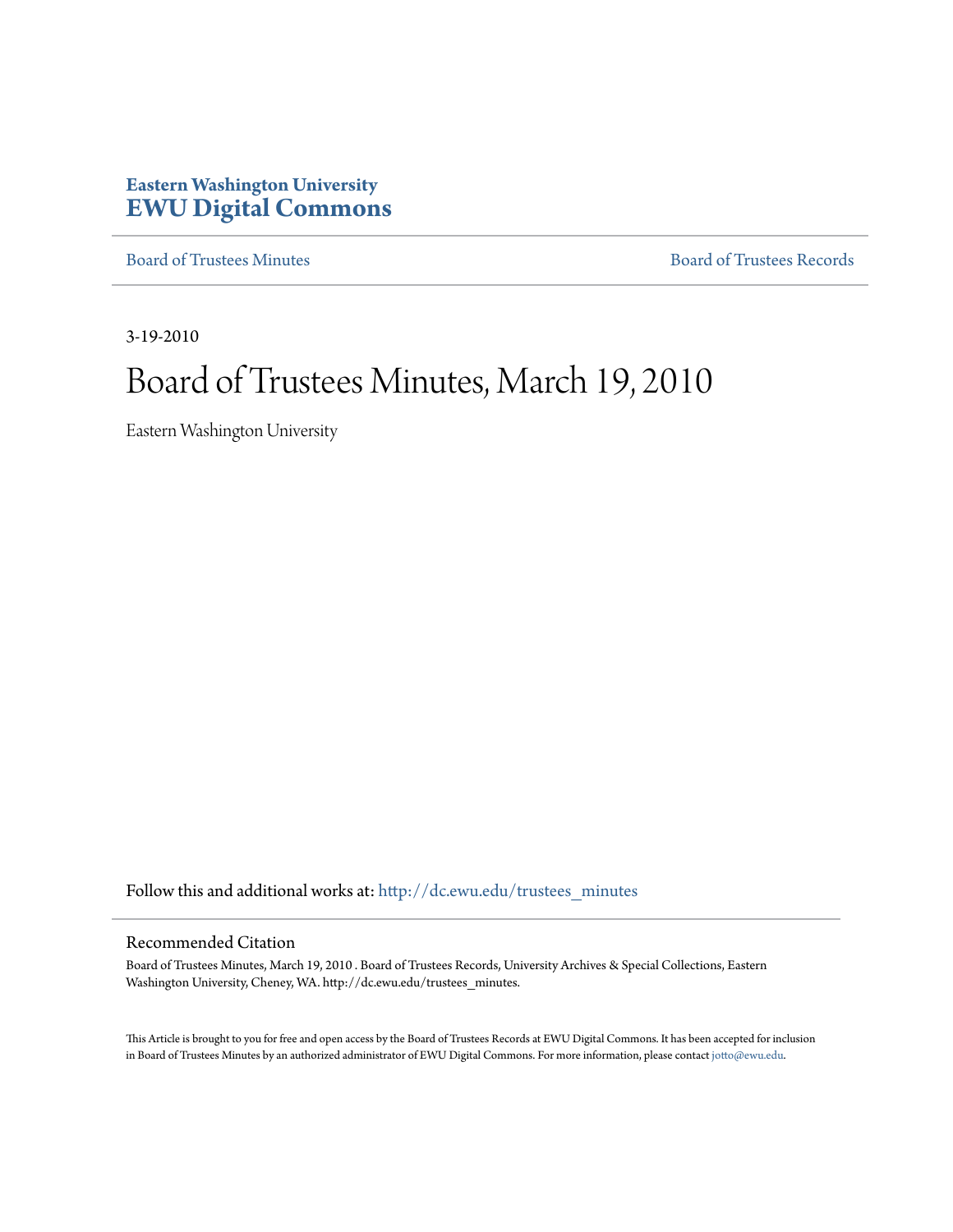**Eastern Washington University**
# EWU Digital Commons

Board of Trustees Minutes | Board of Trustees Records

3-19-2010

# Board of Trustees Minutes, March 19, 2010

Eastern Washington University

Follow this and additional works at: http://dc.ewu.edu/trustees_minutes

## Recommended Citation

Board of Trustees Minutes, March 19, 2010 . Board of Trustees Records, University Archives & Special Collections, Eastern Washington University, Cheney, WA. http://dc.ewu.edu/trustees_minutes.

This Article is brought to you for free and open access by the Board of Trustees Records at EWU Digital Commons. It has been accepted for inclusion in Board of Trustees Minutes by an authorized administrator of EWU Digital Commons. For more information, please contact jotto@ewu.edu.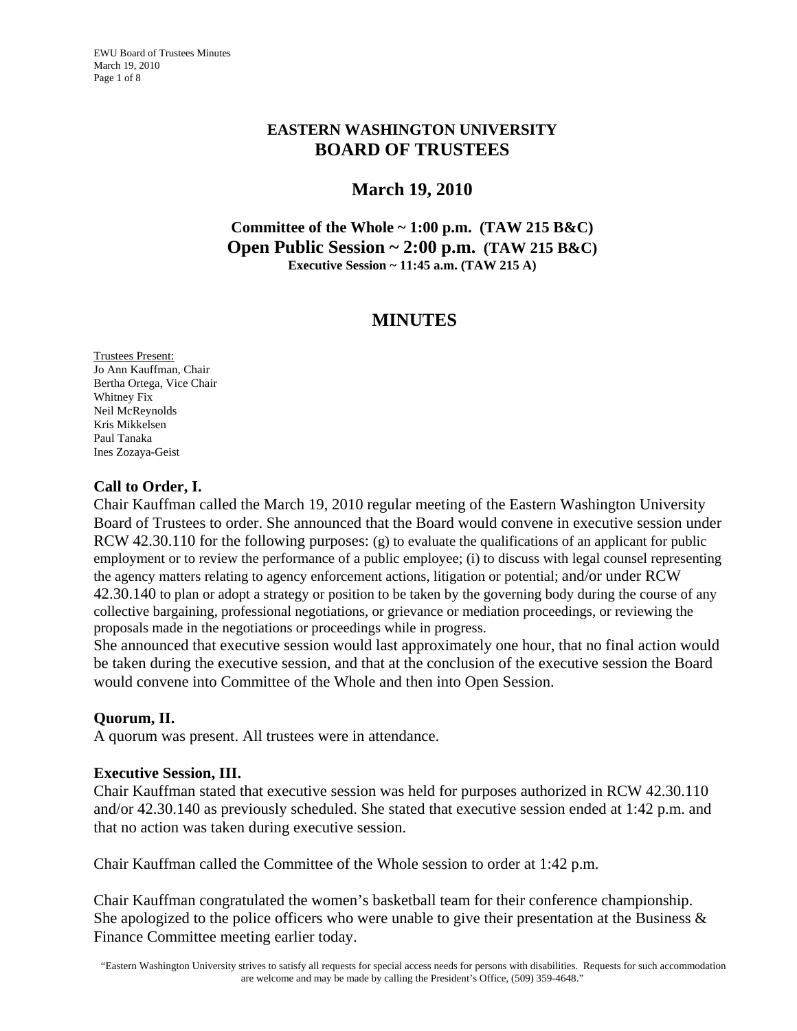# EASTERN WASHINGTON UNIVERSITY
# BOARD OF TRUSTEES

## March 19, 2010

**Committee of the Whole ~ 1:00 p.m. (TAW 215 B&C)**
**Open Public Session ~ 2:00 p.m. (TAW 215 B&C)**
**Executive Session ~ 11:45 a.m. (TAW 215 A)**

## MINUTES

Trustees Present:
Jo Ann Kauffman, Chair
Bertha Ortega, Vice Chair
Whitney Fix
Neil McReynolds
Kris Mikkelsen
Paul Tanaka
Ines Zozaya-Geist

### Call to Order, I.

Chair Kauffman called the March 19, 2010 regular meeting of the Eastern Washington University Board of Trustees to order. She announced that the Board would convene in executive session under RCW 42.30.110 for the following purposes: (g) to evaluate the qualifications of an applicant for public employment or to review the performance of a public employee; (i) to discuss with legal counsel representing the agency matters relating to agency enforcement actions, litigation or potential; and/or under RCW 42.30.140 to plan or adopt a strategy or position to be taken by the governing body during the course of any collective bargaining, professional negotiations, or grievance or mediation proceedings, or reviewing the proposals made in the negotiations or proceedings while in progress.
She announced that executive session would last approximately one hour, that no final action would be taken during the executive session, and that at the conclusion of the executive session the Board would convene into Committee of the Whole and then into Open Session.

### Quorum, II.

A quorum was present. All trustees were in attendance.

### Executive Session, III.

Chair Kauffman stated that executive session was held for purposes authorized in RCW 42.30.110 and/or 42.30.140 as previously scheduled. She stated that executive session ended at 1:42 p.m. and that no action was taken during executive session.

Chair Kauffman called the Committee of the Whole session to order at 1:42 p.m.

Chair Kauffman congratulated the women's basketball team for their conference championship. She apologized to the police officers who were unable to give their presentation at the Business & Finance Committee meeting earlier today.

"Eastern Washington University strives to satisfy all requests for special access needs for persons with disabilities. Requests for such accommodation are welcome and may be made by calling the President's Office, (509) 359-4648."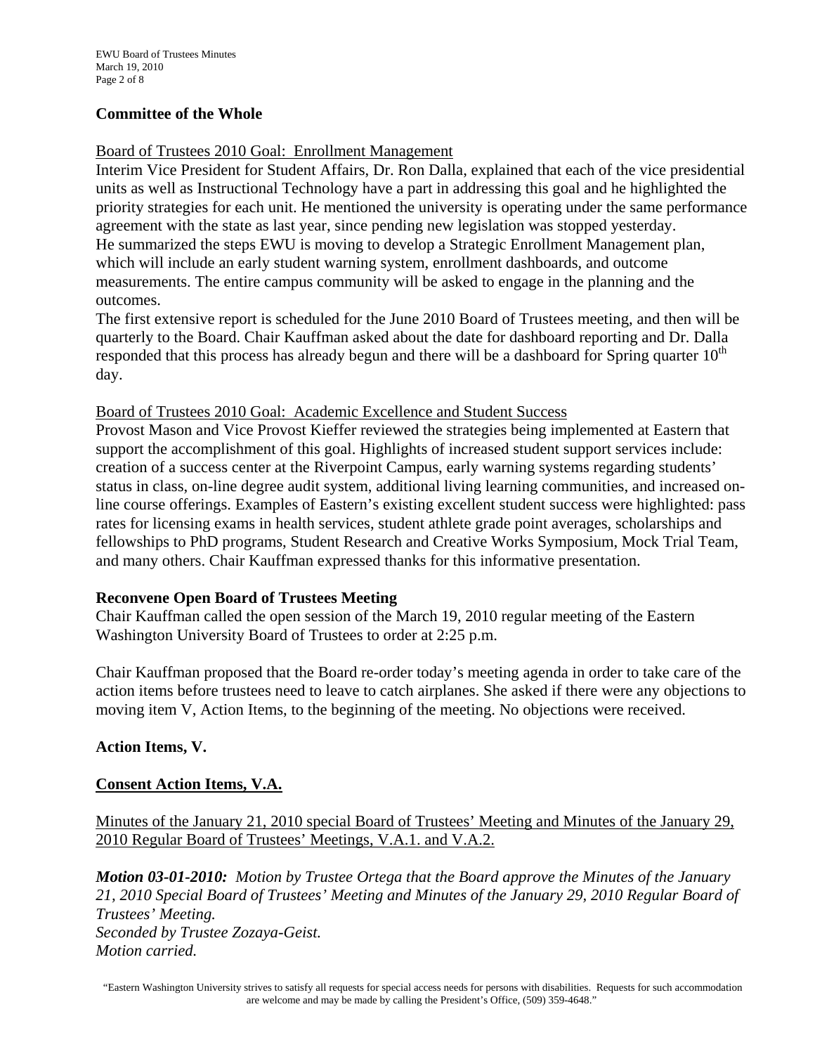## Committee of the Whole

Board of Trustees 2010 Goal: Enrollment Management

Interim Vice President for Student Affairs, Dr. Ron Dalla, explained that each of the vice presidential units as well as Instructional Technology have a part in addressing this goal and he highlighted the priority strategies for each unit. He mentioned the university is operating under the same performance agreement with the state as last year, since pending new legislation was stopped yesterday. He summarized the steps EWU is moving to develop a Strategic Enrollment Management plan, which will include an early student warning system, enrollment dashboards, and outcome measurements. The entire campus community will be asked to engage in the planning and the outcomes.

The first extensive report is scheduled for the June 2010 Board of Trustees meeting, and then will be quarterly to the Board. Chair Kauffman asked about the date for dashboard reporting and Dr. Dalla responded that this process has already begun and there will be a dashboard for Spring quarter 10th day.

Board of Trustees 2010 Goal: Academic Excellence and Student Success

Provost Mason and Vice Provost Kieffer reviewed the strategies being implemented at Eastern that support the accomplishment of this goal. Highlights of increased student support services include: creation of a success center at the Riverpoint Campus, early warning systems regarding students' status in class, on-line degree audit system, additional living learning communities, and increased on-line course offerings. Examples of Eastern's existing excellent student success were highlighted: pass rates for licensing exams in health services, student athlete grade point averages, scholarships and fellowships to PhD programs, Student Research and Creative Works Symposium, Mock Trial Team, and many others. Chair Kauffman expressed thanks for this informative presentation.

## Reconvene Open Board of Trustees Meeting

Chair Kauffman called the open session of the March 19, 2010 regular meeting of the Eastern Washington University Board of Trustees to order at 2:25 p.m.

Chair Kauffman proposed that the Board re-order today's meeting agenda in order to take care of the action items before trustees need to leave to catch airplanes. She asked if there were any objections to moving item V, Action Items, to the beginning of the meeting. No objections were received.

## Action Items, V.

### Consent Action Items, V.A.

Minutes of the January 21, 2010 special Board of Trustees' Meeting and Minutes of the January 29, 2010 Regular Board of Trustees' Meetings, V.A.1. and V.A.2.

***Motion 03-01-2010:*** *Motion by Trustee Ortega that the Board approve the Minutes of the January 21, 2010 Special Board of Trustees' Meeting and Minutes of the January 29, 2010 Regular Board of Trustees' Meeting.*
*Seconded by Trustee Zozaya-Geist.*
*Motion carried.*

"Eastern Washington University strives to satisfy all requests for special access needs for persons with disabilities. Requests for such accommodation are welcome and may be made by calling the President's Office, (509) 359-4648."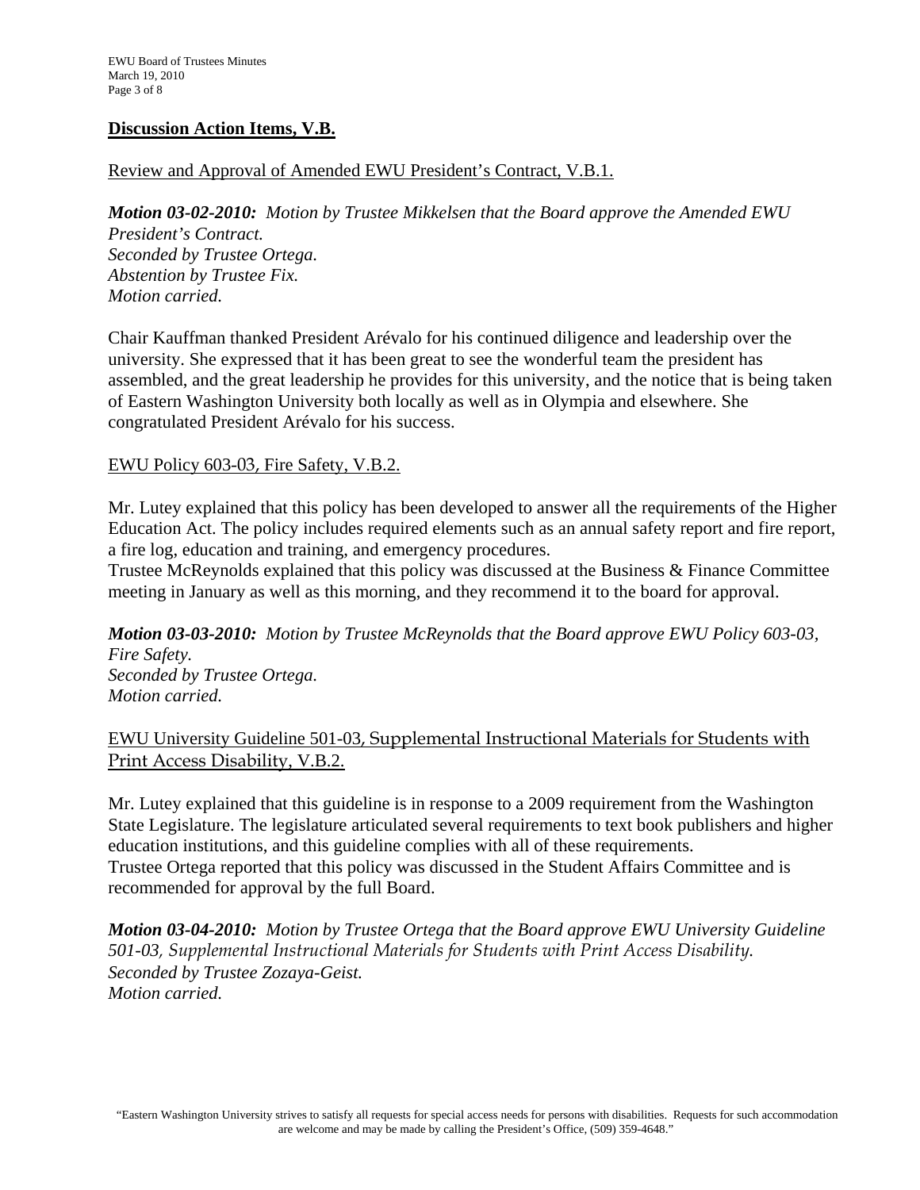## Discussion Action Items, V.B.

Review and Approval of Amended EWU President's Contract, V.B.1.

***Motion 03-02-2010:*** *Motion by Trustee Mikkelsen that the Board approve the Amended EWU President's Contract.*
*Seconded by Trustee Ortega.*
*Abstention by Trustee Fix.*
*Motion carried.*

Chair Kauffman thanked President Arévalo for his continued diligence and leadership over the university. She expressed that it has been great to see the wonderful team the president has assembled, and the great leadership he provides for this university, and the notice that is being taken of Eastern Washington University both locally as well as in Olympia and elsewhere. She congratulated President Arévalo for his success.

EWU Policy 603-03, Fire Safety, V.B.2.

Mr. Lutey explained that this policy has been developed to answer all the requirements of the Higher Education Act. The policy includes required elements such as an annual safety report and fire report, a fire log, education and training, and emergency procedures.
Trustee McReynolds explained that this policy was discussed at the Business & Finance Committee meeting in January as well as this morning, and they recommend it to the board for approval.

***Motion 03-03-2010:*** *Motion by Trustee McReynolds that the Board approve EWU Policy 603-03, Fire Safety.*
*Seconded by Trustee Ortega.*
*Motion carried.*

EWU University Guideline 501-03, Supplemental Instructional Materials for Students with Print Access Disability, V.B.2.

Mr. Lutey explained that this guideline is in response to a 2009 requirement from the Washington State Legislature. The legislature articulated several requirements to text book publishers and higher education institutions, and this guideline complies with all of these requirements.
Trustee Ortega reported that this policy was discussed in the Student Affairs Committee and is recommended for approval by the full Board.

***Motion 03-04-2010:*** *Motion by Trustee Ortega that the Board approve EWU University Guideline 501-03, Supplemental Instructional Materials for Students with Print Access Disability.*
*Seconded by Trustee Zozaya-Geist.*
*Motion carried.*

"Eastern Washington University strives to satisfy all requests for special access needs for persons with disabilities. Requests for such accommodation are welcome and may be made by calling the President's Office, (509) 359-4648."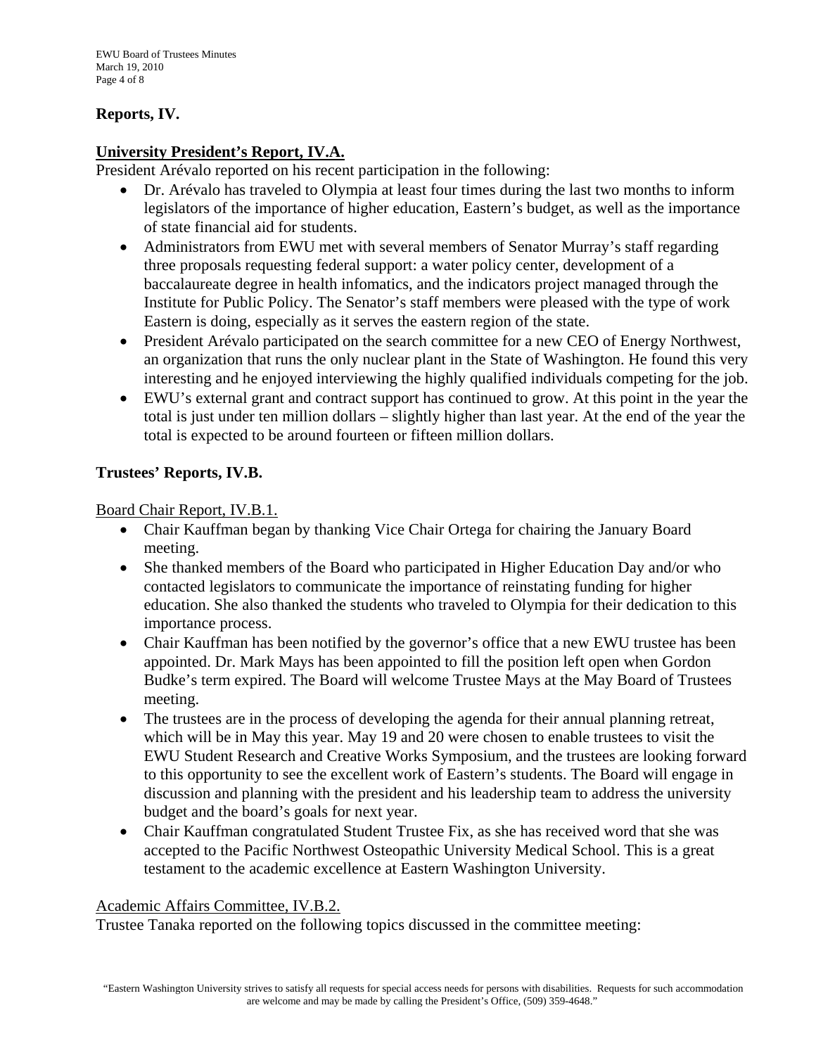## Reports, IV.

### University President's Report, IV.A.

President Arévalo reported on his recent participation in the following:

- Dr. Arévalo has traveled to Olympia at least four times during the last two months to inform legislators of the importance of higher education, Eastern's budget, as well as the importance of state financial aid for students.
- Administrators from EWU met with several members of Senator Murray's staff regarding three proposals requesting federal support: a water policy center, development of a baccalaureate degree in health infomatics, and the indicators project managed through the Institute for Public Policy. The Senator's staff members were pleased with the type of work Eastern is doing, especially as it serves the eastern region of the state.
- President Arévalo participated on the search committee for a new CEO of Energy Northwest, an organization that runs the only nuclear plant in the State of Washington. He found this very interesting and he enjoyed interviewing the highly qualified individuals competing for the job.
- EWU's external grant and contract support has continued to grow. At this point in the year the total is just under ten million dollars – slightly higher than last year. At the end of the year the total is expected to be around fourteen or fifteen million dollars.

### Trustees' Reports, IV.B.

Board Chair Report, IV.B.1.

- Chair Kauffman began by thanking Vice Chair Ortega for chairing the January Board meeting.
- She thanked members of the Board who participated in Higher Education Day and/or who contacted legislators to communicate the importance of reinstating funding for higher education. She also thanked the students who traveled to Olympia for their dedication to this importance process.
- Chair Kauffman has been notified by the governor's office that a new EWU trustee has been appointed. Dr. Mark Mays has been appointed to fill the position left open when Gordon Budke's term expired. The Board will welcome Trustee Mays at the May Board of Trustees meeting.
- The trustees are in the process of developing the agenda for their annual planning retreat, which will be in May this year. May 19 and 20 were chosen to enable trustees to visit the EWU Student Research and Creative Works Symposium, and the trustees are looking forward to this opportunity to see the excellent work of Eastern's students. The Board will engage in discussion and planning with the president and his leadership team to address the university budget and the board's goals for next year.
- Chair Kauffman congratulated Student Trustee Fix, as she has received word that she was accepted to the Pacific Northwest Osteopathic University Medical School. This is a great testament to the academic excellence at Eastern Washington University.

Academic Affairs Committee, IV.B.2.

Trustee Tanaka reported on the following topics discussed in the committee meeting:

"Eastern Washington University strives to satisfy all requests for special access needs for persons with disabilities. Requests for such accommodation are welcome and may be made by calling the President's Office, (509) 359-4648."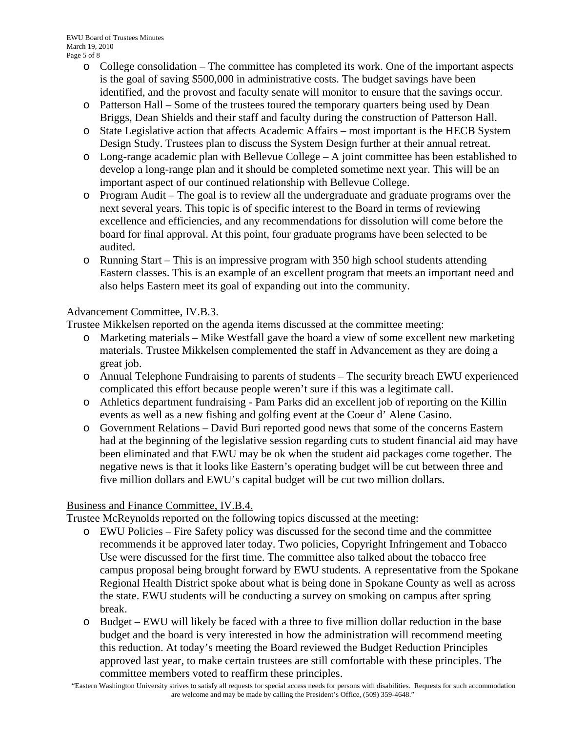- College consolidation – The committee has completed its work. One of the important aspects is the goal of saving $500,000 in administrative costs. The budget savings have been identified, and the provost and faculty senate will monitor to ensure that the savings occur.
- Patterson Hall – Some of the trustees toured the temporary quarters being used by Dean Briggs, Dean Shields and their staff and faculty during the construction of Patterson Hall.
- State Legislative action that affects Academic Affairs – most important is the HECB System Design Study. Trustees plan to discuss the System Design further at their annual retreat.
- Long-range academic plan with Bellevue College – A joint committee has been established to develop a long-range plan and it should be completed sometime next year. This will be an important aspect of our continued relationship with Bellevue College.
- Program Audit – The goal is to review all the undergraduate and graduate programs over the next several years. This topic is of specific interest to the Board in terms of reviewing excellence and efficiencies, and any recommendations for dissolution will come before the board for final approval. At this point, four graduate programs have been selected to be audited.
- Running Start – This is an impressive program with 350 high school students attending Eastern classes. This is an example of an excellent program that meets an important need and also helps Eastern meet its goal of expanding out into the community.

Advancement Committee, IV.B.3.

Trustee Mikkelsen reported on the agenda items discussed at the committee meeting:

- Marketing materials – Mike Westfall gave the board a view of some excellent new marketing materials. Trustee Mikkelsen complemented the staff in Advancement as they are doing a great job.
- Annual Telephone Fundraising to parents of students – The security breach EWU experienced complicated this effort because people weren't sure if this was a legitimate call.
- Athletics department fundraising - Pam Parks did an excellent job of reporting on the Killin events as well as a new fishing and golfing event at the Coeur d' Alene Casino.
- Government Relations – David Buri reported good news that some of the concerns Eastern had at the beginning of the legislative session regarding cuts to student financial aid may have been eliminated and that EWU may be ok when the student aid packages come together. The negative news is that it looks like Eastern's operating budget will be cut between three and five million dollars and EWU's capital budget will be cut two million dollars.

Business and Finance Committee, IV.B.4.

Trustee McReynolds reported on the following topics discussed at the meeting:

- EWU Policies – Fire Safety policy was discussed for the second time and the committee recommends it be approved later today. Two policies, Copyright Infringement and Tobacco Use were discussed for the first time. The committee also talked about the tobacco free campus proposal being brought forward by EWU students. A representative from the Spokane Regional Health District spoke about what is being done in Spokane County as well as across the state. EWU students will be conducting a survey on smoking on campus after spring break.
- Budget – EWU will likely be faced with a three to five million dollar reduction in the base budget and the board is very interested in how the administration will recommend meeting this reduction. At today's meeting the Board reviewed the Budget Reduction Principles approved last year, to make certain trustees are still comfortable with these principles. The committee members voted to reaffirm these principles.

"Eastern Washington University strives to satisfy all requests for special access needs for persons with disabilities. Requests for such accommodation are welcome and may be made by calling the President's Office, (509) 359-4648."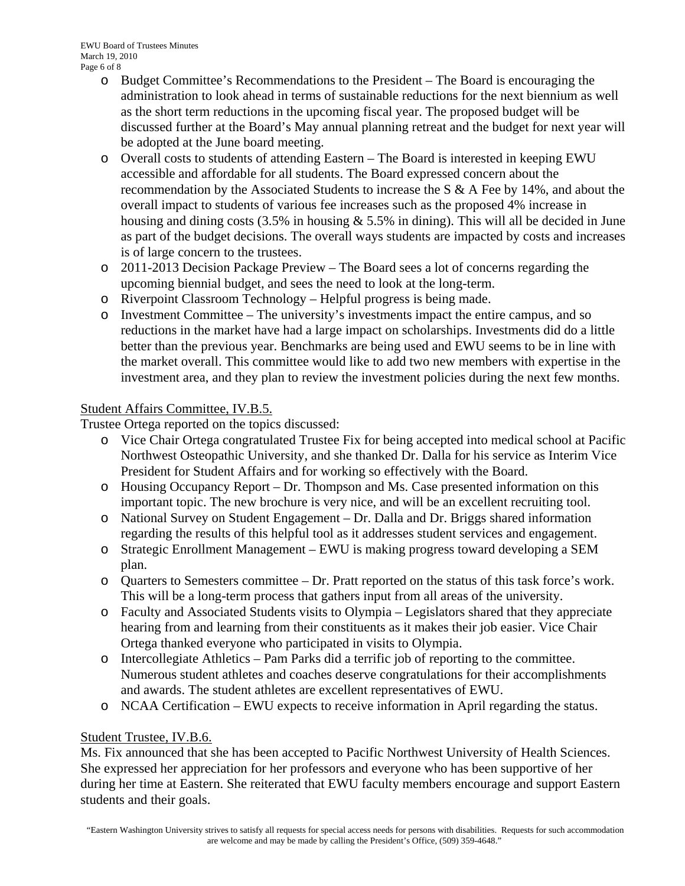- Budget Committee's Recommendations to the President – The Board is encouraging the administration to look ahead in terms of sustainable reductions for the next biennium as well as the short term reductions in the upcoming fiscal year. The proposed budget will be discussed further at the Board's May annual planning retreat and the budget for next year will be adopted at the June board meeting.
- Overall costs to students of attending Eastern – The Board is interested in keeping EWU accessible and affordable for all students. The Board expressed concern about the recommendation by the Associated Students to increase the S & A Fee by 14%, and about the overall impact to students of various fee increases such as the proposed 4% increase in housing and dining costs (3.5% in housing & 5.5% in dining). This will all be decided in June as part of the budget decisions. The overall ways students are impacted by costs and increases is of large concern to the trustees.
- 2011-2013 Decision Package Preview – The Board sees a lot of concerns regarding the upcoming biennial budget, and sees the need to look at the long-term.
- Riverpoint Classroom Technology – Helpful progress is being made.
- Investment Committee – The university's investments impact the entire campus, and so reductions in the market have had a large impact on scholarships. Investments did do a little better than the previous year. Benchmarks are being used and EWU seems to be in line with the market overall. This committee would like to add two new members with expertise in the investment area, and they plan to review the investment policies during the next few months.

<u>Student Affairs Committee, IV.B.5.</u>

Trustee Ortega reported on the topics discussed:

- Vice Chair Ortega congratulated Trustee Fix for being accepted into medical school at Pacific Northwest Osteopathic University, and she thanked Dr. Dalla for his service as Interim Vice President for Student Affairs and for working so effectively with the Board.
- Housing Occupancy Report – Dr. Thompson and Ms. Case presented information on this important topic. The new brochure is very nice, and will be an excellent recruiting tool.
- National Survey on Student Engagement – Dr. Dalla and Dr. Briggs shared information regarding the results of this helpful tool as it addresses student services and engagement.
- Strategic Enrollment Management – EWU is making progress toward developing a SEM plan.
- Quarters to Semesters committee – Dr. Pratt reported on the status of this task force's work. This will be a long-term process that gathers input from all areas of the university.
- Faculty and Associated Students visits to Olympia – Legislators shared that they appreciate hearing from and learning from their constituents as it makes their job easier. Vice Chair Ortega thanked everyone who participated in visits to Olympia.
- Intercollegiate Athletics – Pam Parks did a terrific job of reporting to the committee. Numerous student athletes and coaches deserve congratulations for their accomplishments and awards. The student athletes are excellent representatives of EWU.
- NCAA Certification – EWU expects to receive information in April regarding the status.

<u>Student Trustee, IV.B.6.</u>

Ms. Fix announced that she has been accepted to Pacific Northwest University of Health Sciences. She expressed her appreciation for her professors and everyone who has been supportive of her during her time at Eastern. She reiterated that EWU faculty members encourage and support Eastern students and their goals.

"Eastern Washington University strives to satisfy all requests for special access needs for persons with disabilities. Requests for such accommodation are welcome and may be made by calling the President's Office, (509) 359-4648."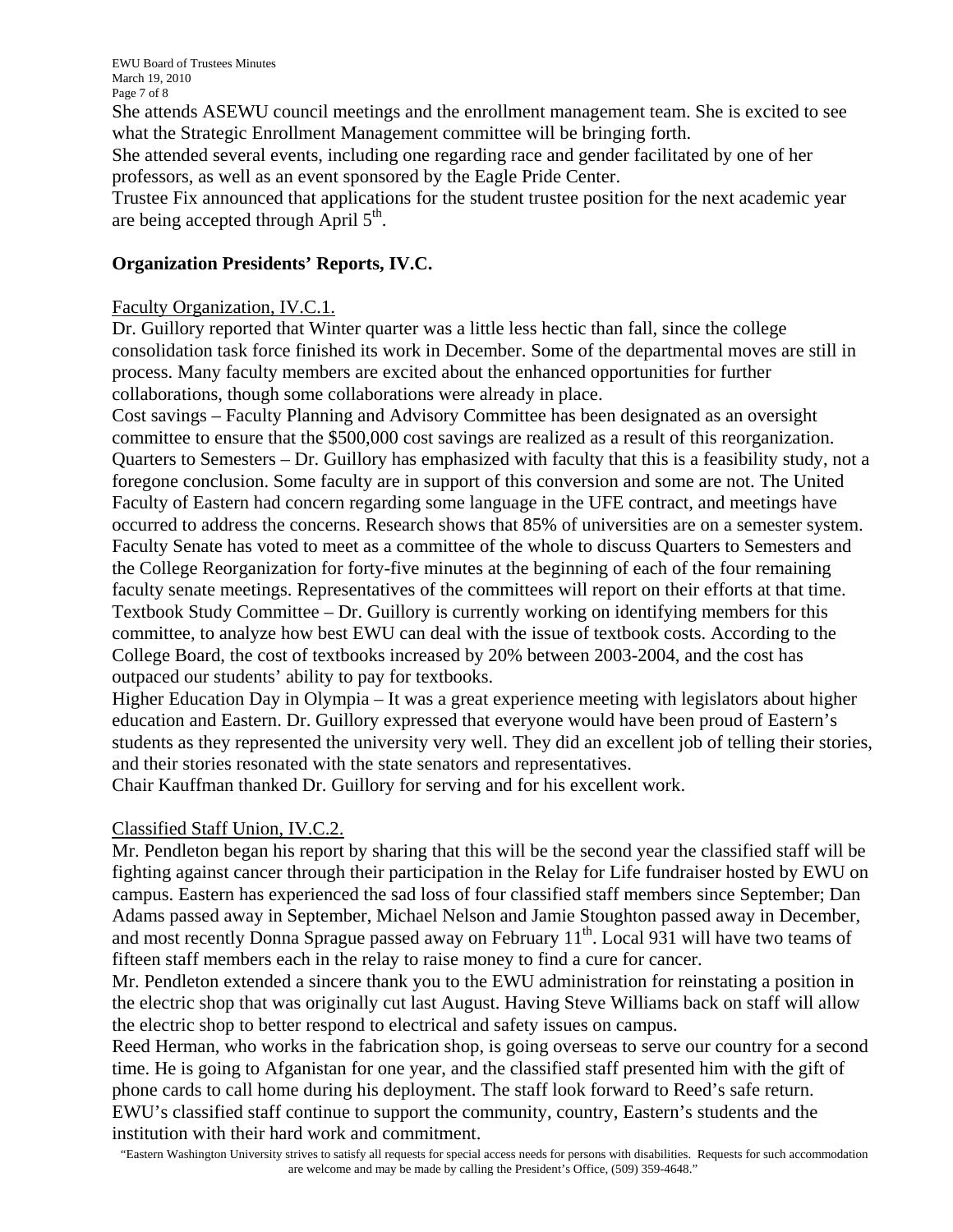She attends ASEWU council meetings and the enrollment management team. She is excited to see what the Strategic Enrollment Management committee will be bringing forth.

She attended several events, including one regarding race and gender facilitated by one of her professors, as well as an event sponsored by the Eagle Pride Center.

Trustee Fix announced that applications for the student trustee position for the next academic year are being accepted through April 5th.

## Organization Presidents' Reports, IV.C.

Faculty Organization, IV.C.1.

Dr. Guillory reported that Winter quarter was a little less hectic than fall, since the college consolidation task force finished its work in December. Some of the departmental moves are still in process. Many faculty members are excited about the enhanced opportunities for further collaborations, though some collaborations were already in place.

Cost savings – Faculty Planning and Advisory Committee has been designated as an oversight committee to ensure that the $500,000 cost savings are realized as a result of this reorganization.

Quarters to Semesters – Dr. Guillory has emphasized with faculty that this is a feasibility study, not a foregone conclusion. Some faculty are in support of this conversion and some are not. The United Faculty of Eastern had concern regarding some language in the UFE contract, and meetings have occurred to address the concerns. Research shows that 85% of universities are on a semester system. Faculty Senate has voted to meet as a committee of the whole to discuss Quarters to Semesters and the College Reorganization for forty-five minutes at the beginning of each of the four remaining faculty senate meetings. Representatives of the committees will report on their efforts at that time.

Textbook Study Committee – Dr. Guillory is currently working on identifying members for this committee, to analyze how best EWU can deal with the issue of textbook costs. According to the College Board, the cost of textbooks increased by 20% between 2003-2004, and the cost has outpaced our students' ability to pay for textbooks.

Higher Education Day in Olympia – It was a great experience meeting with legislators about higher education and Eastern. Dr. Guillory expressed that everyone would have been proud of Eastern's students as they represented the university very well. They did an excellent job of telling their stories, and their stories resonated with the state senators and representatives.

Chair Kauffman thanked Dr. Guillory for serving and for his excellent work.

Classified Staff Union, IV.C.2.

Mr. Pendleton began his report by sharing that this will be the second year the classified staff will be fighting against cancer through their participation in the Relay for Life fundraiser hosted by EWU on campus. Eastern has experienced the sad loss of four classified staff members since September; Dan Adams passed away in September, Michael Nelson and Jamie Stoughton passed away in December, and most recently Donna Sprague passed away on February 11th. Local 931 will have two teams of fifteen staff members each in the relay to raise money to find a cure for cancer.

Mr. Pendleton extended a sincere thank you to the EWU administration for reinstating a position in the electric shop that was originally cut last August. Having Steve Williams back on staff will allow the electric shop to better respond to electrical and safety issues on campus.

Reed Herman, who works in the fabrication shop, is going overseas to serve our country for a second time. He is going to Afganistan for one year, and the classified staff presented him with the gift of phone cards to call home during his deployment. The staff look forward to Reed's safe return.

EWU's classified staff continue to support the community, country, Eastern's students and the institution with their hard work and commitment.

"Eastern Washington University strives to satisfy all requests for special access needs for persons with disabilities. Requests for such accommodation are welcome and may be made by calling the President's Office, (509) 359-4648."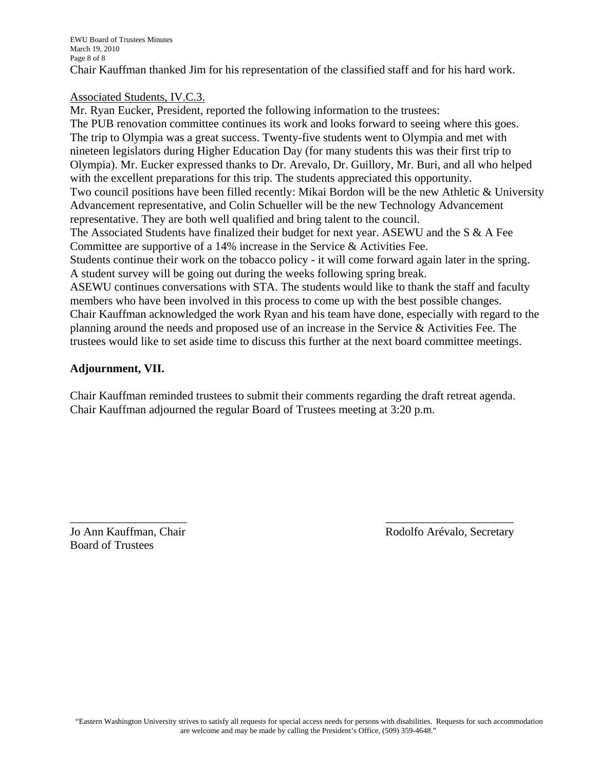Chair Kauffman thanked Jim for his representation of the classified staff and for his hard work.

Associated Students, IV.C.3.

Mr. Ryan Eucker, President, reported the following information to the trustees:

The PUB renovation committee continues its work and looks forward to seeing where this goes.

The trip to Olympia was a great success. Twenty-five students went to Olympia and met with nineteen legislators during Higher Education Day (for many students this was their first trip to Olympia). Mr. Eucker expressed thanks to Dr. Arevalo, Dr. Guillory, Mr. Buri, and all who helped with the excellent preparations for this trip. The students appreciated this opportunity.

Two council positions have been filled recently: Mikai Bordon will be the new Athletic & University Advancement representative, and Colin Schueller will be the new Technology Advancement representative. They are both well qualified and bring talent to the council.

The Associated Students have finalized their budget for next year. ASEWU and the S & A Fee Committee are supportive of a 14% increase in the Service & Activities Fee.

Students continue their work on the tobacco policy - it will come forward again later in the spring. A student survey will be going out during the weeks following spring break.

ASEWU continues conversations with STA. The students would like to thank the staff and faculty members who have been involved in this process to come up with the best possible changes.

Chair Kauffman acknowledged the work Ryan and his team have done, especially with regard to the planning around the needs and proposed use of an increase in the Service & Activities Fee. The trustees would like to set aside time to discuss this further at the next board committee meetings.

**Adjournment, VII.**

Chair Kauffman reminded trustees to submit their comments regarding the draft retreat agenda. Chair Kauffman adjourned the regular Board of Trustees meeting at 3:20 p.m.

____________________ ______________________

Jo Ann Kauffman, Chair
Board of Trustees

Rodolfo Arévalo, Secretary

"Eastern Washington University strives to satisfy all requests for special access needs for persons with disabilities. Requests for such accommodation are welcome and may be made by calling the President's Office, (509) 359-4648."